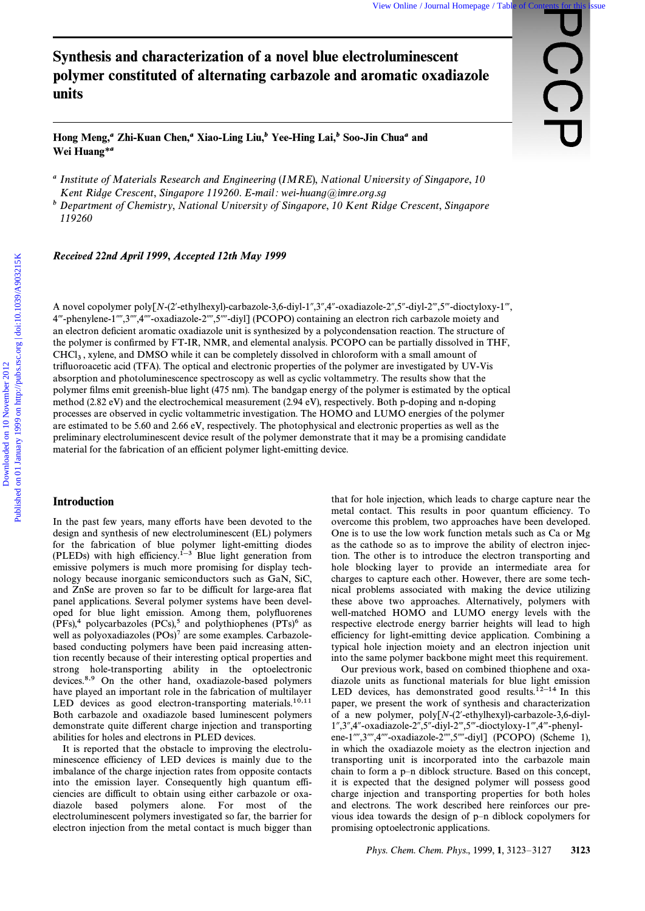# Synthesis and characterization of a novel blue electroluminescent polymer constituted of alternating carbazole and aromatic oxadiazole units

**Hong Meng,[a] Zhi-Kuan Chen,[a] Xiao-Ling Liu,[b] Yee-Hing Lai,[b] Soo-Jin Chua[a] and Wei Huang*[a]**

[a] *Institute of Materials Research and Engineering* (*IMRE*), *National University of Singapore*, *10 Kent Ridge Crescent*, *Singapore 119260*. *E-mail*: *wei-huang@imre.org.sg*

[b] *Department of Chemistry*, *National University of Singapore*, *10 Kent Ridge Crescent*, *Singapore 119260*

***Received 22nd April 1999, Accepted 12th May 1999***

A novel copolymer poly[*N*-(2′-ethylhexyl)-carbazole-3,6-diyl-1″,3″,4″-oxadiazole-2″,5″-diyl-2‴,5‴-dioctyloxy-1‴,4‴-phenylene-1⁗,3⁗,4⁗-oxadiazole-2⁗,5⁗-diyl] (PCOPO) containing an electron rich carbazole moiety and an electron deficient aromatic oxadiazole unit is synthesized by a polycondensation reaction. The structure of the polymer is confirmed by FT-IR, NMR, and elemental analysis. PCOPO can be partially dissolved in THF, $CHCl_3$, xylene, and DMSO while it can be completely dissolved in chloroform with a small amount of trifluoroacetic acid (TFA). The optical and electronic properties of the polymer are investigated by UV-Vis absorption and photoluminescence spectroscopy as well as cyclic voltammetry. The results show that the polymer films emit greenish-blue light (475 nm). The bandgap energy of the polymer is estimated by the optical method (2.82 eV) and the electrochemical measurement (2.94 eV), respectively. Both p-doping and n-doping processes are observed in cyclic voltammetric investigation. The HOMO and LUMO energies of the polymer are estimated to be 5.60 and 2.66 eV, respectively. The photophysical and electronic properties as well as the preliminary electroluminescent device result of the polymer demonstrate that it may be a promising candidate material for the fabrication of an efficient polymer light-emitting device.

## Introduction

In the past few years, many efforts have been devoted to the design and synthesis of new electroluminescent (EL) polymers for the fabrication of blue polymer light-emitting diodes (PLEDs) with high efficiency.[1–3] Blue light generation from emissive polymers is much more promising for display technology because inorganic semiconductors such as GaN, SiC, and ZnSe are proven so far to be difficult for large-area flat panel applications. Several polymer systems have been developed for blue light emission. Among them, polyfluorenes (PFs),[4] polycarbazoles (PCs),[5] and polythiophenes (PTs)[6] as well as polyoxadiazoles (POs)[7] are some examples. Carbazole-based conducting polymers have been paid increasing attention recently because of their interesting optical properties and strong hole-transporting ability in the optoelectronic devices.[8,9] On the other hand, oxadiazole-based polymers have played an important role in the fabrication of multilayer LED devices as good electron-transporting materials.[10,11] Both carbazole and oxadiazole based luminescent polymers demonstrate quite different charge injection and transporting abilities for holes and electrons in PLED devices.

It is reported that the obstacle to improving the electroluminescence efficiency of LED devices is mainly due to the imbalance of the charge injection rates from opposite contacts into the emission layer. Consequently high quantum efficiencies are difficult to obtain using either carbazole or oxadiazole based polymers alone. For most of the electroluminescent polymers investigated so far, the barrier for electron injection from the metal contact is much bigger than that for hole injection, which leads to charge capture near the metal contact. This results in poor quantum efficiency. To overcome this problem, two approaches have been developed. One is to use the low work function metals such as Ca or Mg as the cathode so as to improve the ability of electron injection. The other is to introduce the electron transporting and hole blocking layer to provide an intermediate area for charges to capture each other. However, there are some technical problems associated with making the device utilizing these above two approaches. Alternatively, polymers with well-matched HOMO and LUMO energy levels with the respective electrode energy barrier heights will lead to high efficiency for light-emitting device application. Combining a typical hole injection moiety and an electron injection unit into the same polymer backbone might meet this requirement.

Our previous work, based on combined thiophene and oxadiazole units as functional materials for blue light emission LED devices, has demonstrated good results.[12–14] In this paper, we present the work of synthesis and characterization of a new polymer, poly[*N*-(2′-ethylhexyl)-carbazole-3,6-diyl-1″,3″,4″-oxadiazole-2″,5″-diyl-2‴,5‴-dioctyloxy-1‴,4‴-phenylene-1⁗,3⁗,4⁗-oxadiazole-2⁗,5⁗-diyl] (PCOPO) (Scheme 1), in which the oxadiazole moiety as the electron injection and transporting unit is incorporated into the carbazole main chain to form a p–n diblock structure. Based on this concept, it is expected that the designed polymer will possess good charge injection and transporting properties for both holes and electrons. The work described here reinforces our previous idea towards the design of p–n diblock copolymers for promising optoelectronic applications.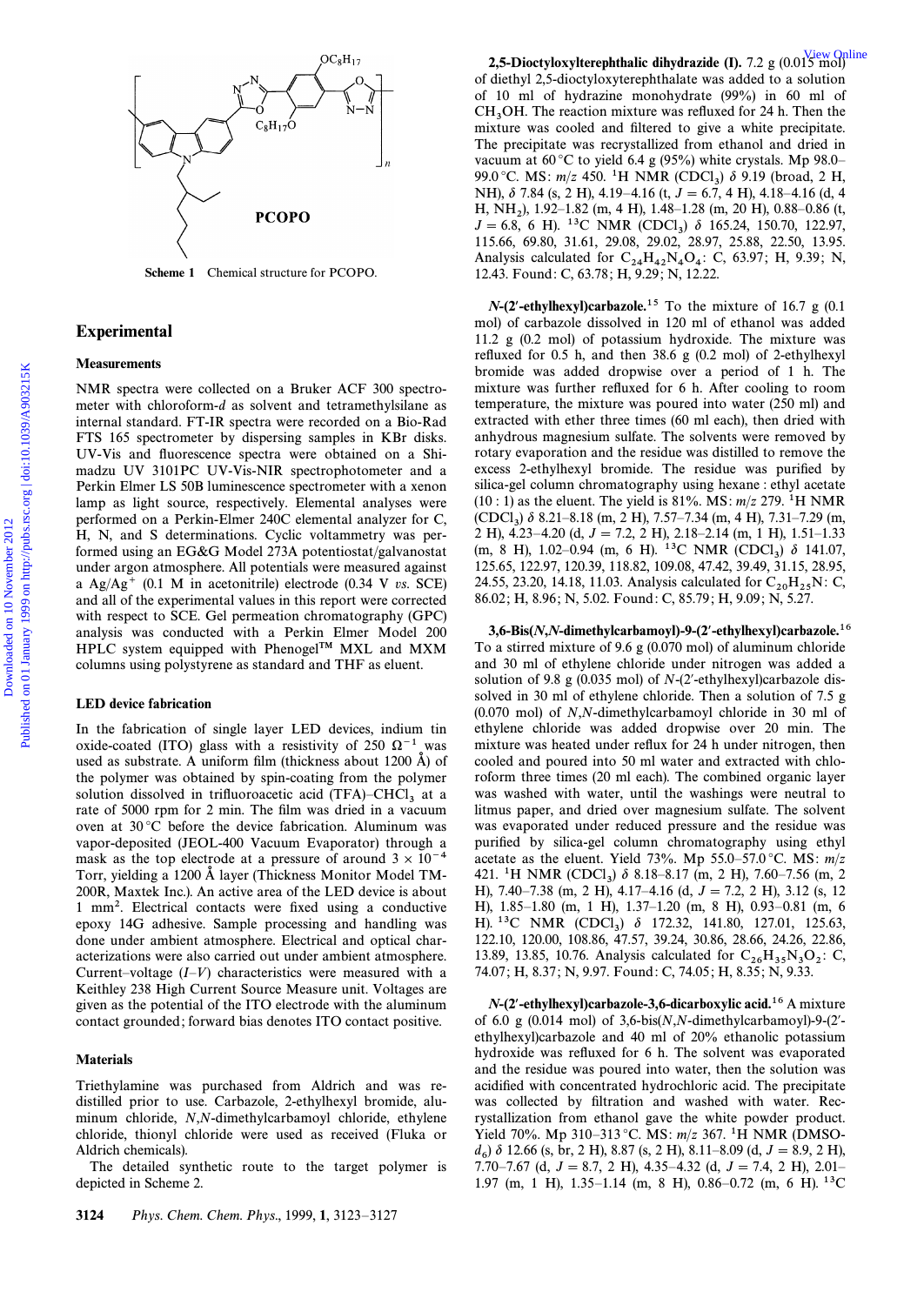Scheme 1 Chemical structure for PCOPO.

## Experimental

### Measurements

NMR spectra were collected on a Bruker ACF 300 spectrometer with chloroform-*d* as solvent and tetramethylsilane as internal standard. FT-IR spectra were recorded on a Bio-Rad FTS 165 spectrometer by dispersing samples in KBr disks. UV-Vis and fluorescence spectra were obtained on a Shimadzu UV 3101PC UV-Vis-NIR spectrophotometer and a Perkin Elmer LS 50B luminescence spectrometer with a xenon lamp as light source, respectively. Elemental analyses were performed on a Perkin-Elmer 240C elemental analyzer for C, H, N, and S determinations. Cyclic voltammetry was performed using an EG&G Model 273A potentiostat/galvanostat under argon atmosphere. All potentials were measured against a $Ag/Ag^+$ (0.1 M in acetonitrile) electrode (0.34 V *vs.* SCE) and all of the experimental values in this report were corrected with respect to SCE. Gel permeation chromatography (GPC) analysis was conducted with a Perkin Elmer Model 200 HPLC system equipped with Phenogel™ MXL and MXM columns using polystyrene as standard and THF as eluent.

### LED device fabrication

In the fabrication of single layer LED devices, indium tin oxide-coated (ITO) glass with a resistivity of 250 $\Omega^{-1}$ was used as substrate. A uniform film (thickness about 1200 Å) of the polymer was obtained by spin-coating from the polymer solution dissolved in trifluoroacetic acid (TFA)–$CHCl_3$ at a rate of 5000 rpm for 2 min. The film was dried in a vacuum oven at 30 °C before the device fabrication. Aluminum was vapor-deposited (JEOL-400 Vacuum Evaporator) through a mask as the top electrode at a pressure of around $3 \times 10^{-4}$ Torr, yielding a 1200 Å layer (Thickness Monitor Model TM-200R, Maxtek Inc.). An active area of the LED device is about 1 $mm^2$. Electrical contacts were fixed using a conductive epoxy 14G adhesive. Sample processing and handling was done under ambient atmosphere. Electrical and optical characterizations were also carried out under ambient atmosphere. Current–voltage (*I*–*V*) characteristics were measured with a Keithley 238 High Current Source Measure unit. Voltages are given as the potential of the ITO electrode with the aluminum contact grounded; forward bias denotes ITO contact positive.

### Materials

Triethylamine was purchased from Aldrich and was redistilled prior to use. Carbazole, 2-ethylhexyl bromide, aluminum chloride, *N*,*N*-dimethylcarbamoyl chloride, ethylene chloride, thionyl chloride were used as received (Fluka or Aldrich chemicals).

The detailed synthetic route to the target polymer is depicted in Scheme 2.

**2,5-Dioctyloxylterephthalic dihydrazide (I).** 7.2 g (0.015 mol) of diethyl 2,5-dioctyloxyterephthalate was added to a solution of 10 ml of hydrazine monohydrate (99%) in 60 ml of $CH_3OH$. The reaction mixture was refluxed for 24 h. Then the mixture was cooled and filtered to give a white precipitate. The precipitate was recrystallized from ethanol and dried in vacuum at 60 °C to yield 6.4 g (95%) white crystals. Mp 98.0–99.0 °C. MS: *m*/*z* 450. $^1H$ NMR ($CDCl_3$) δ 9.19 (broad, 2 H, NH), δ 7.84 (s, 2 H), 4.19–4.16 (t, *J* = 6.7, 4 H), 4.18–4.16 (d, 4 H, $NH_2$), 1.92–1.82 (m, 4 H), 1.48–1.28 (m, 20 H), 0.88–0.86 (t, *J* = 6.8, 6 H). $^{13}C$ NMR ($CDCl_3$) δ 165.24, 150.70, 122.97, 115.66, 69.80, 31.61, 29.08, 29.02, 28.97, 25.88, 22.50, 13.95. Analysis calculated for $C_{24}H_{42}N_4O_4$: C, 63.97; H, 9.39; N, 12.43. Found: C, 63.78; H, 9.29; N, 12.22.

***N*-(2′-ethylhexyl)carbazole.**[15] To the mixture of 16.7 g (0.1 mol) of carbazole dissolved in 120 ml of ethanol was added 11.2 g (0.2 mol) of potassium hydroxide. The mixture was refluxed for 0.5 h, and then 38.6 g (0.2 mol) of 2-ethylhexyl bromide was added dropwise over a period of 1 h. The mixture was further refluxed for 6 h. After cooling to room temperature, the mixture was poured into water (250 ml) and extracted with ether three times (60 ml each), then dried with anhydrous magnesium sulfate. The solvents were removed by rotary evaporation and the residue was distilled to remove the excess 2-ethylhexyl bromide. The residue was purified by silica-gel column chromatography using hexane : ethyl acetate (10 : 1) as the eluent. The yield is 81%. MS: *m*/*z* 279. $^1H$ NMR ($CDCl_3$) δ 8.21–8.18 (m, 2 H), 7.57–7.34 (m, 4 H), 7.31–7.29 (m, 2 H), 4.23–4.20 (d, *J* = 7.2, 2 H), 2.18–2.14 (m, 1 H), 1.51–1.33 (m, 8 H), 1.02–0.94 (m, 6 H). $^{13}C$ NMR ($CDCl_3$) δ 141.07, 125.65, 122.97, 120.39, 118.82, 109.08, 47.42, 39.49, 31.15, 28.95, 24.55, 23.20, 14.18, 11.03. Analysis calculated for $C_{20}H_{25}N$: C, 86.02; H, 8.96; N, 5.02. Found: C, 85.79; H, 9.09; N, 5.27.

**3,6-Bis(*N*,*N*-dimethylcarbamoyl)-9-(2′-ethylhexyl)carbazole.**[16] To a stirred mixture of 9.6 g (0.070 mol) of aluminum chloride and 30 ml of ethylene chloride under nitrogen was added a solution of 9.8 g (0.035 mol) of *N*-(2′-ethylhexyl)carbazole dissolved in 30 ml of ethylene chloride. Then a solution of 7.5 g (0.070 mol) of *N*,*N*-dimethylcarbamoyl chloride in 30 ml of ethylene chloride was added dropwise over 20 min. The mixture was heated under reflux for 24 h under nitrogen, then cooled and poured into 50 ml water and extracted with chloroform three times (20 ml each). The combined organic layer was washed with water, until the washings were neutral to litmus paper, and dried over magnesium sulfate. The solvent was evaporated under reduced pressure and the residue was purified by silica-gel column chromatography using ethyl acetate as the eluent. Yield 73%. Mp 55.0–57.0 °C. MS: *m*/*z* 421. $^1H$ NMR ($CDCl_3$) δ 8.18–8.17 (m, 2 H), 7.60–7.56 (m, 2 H), 7.40–7.38 (m, 2 H), 4.17–4.16 (d, *J* = 7.2, 2 H), 3.12 (s, 12 H), 1.85–1.80 (m, 1 H), 1.37–1.20 (m, 8 H), 0.93–0.81 (m, 6 H). $^{13}C$ NMR ($CDCl_3$) δ 172.32, 141.80, 127.01, 125.63, 122.10, 120.00, 108.86, 47.57, 39.24, 30.86, 28.66, 24.26, 22.86, 13.89, 13.85, 10.76. Analysis calculated for $C_{26}H_{35}N_3O_2$: C, 74.07; H, 8.37; N, 9.97. Found: C, 74.05; H, 8.35; N, 9.33.

***N*-(2′-ethylhexyl)carbazole-3,6-dicarboxylic acid.**[16] A mixture of 6.0 g (0.014 mol) of 3,6-bis(*N*,*N*-dimethylcarbamoyl)-9-(2′-ethylhexyl)carbazole and 40 ml of 20% ethanolic potassium hydroxide was refluxed for 6 h. The solvent was evaporated and the residue was poured into water, then the solution was acidified with concentrated hydrochloric acid. The precipitate was collected by filtration and washed with water. Recrystallization from ethanol gave the white powder product. Yield 70%. Mp 310–313 °C. MS: *m*/*z* 367. $^1H$ NMR (DMSO-$d_6$) δ 12.66 (s, br, 2 H), 8.87 (s, 2 H), 8.11–8.09 (d, *J* = 8.9, 2 H), 7.70–7.67 (d, *J* = 8.7, 2 H), 4.35–4.32 (d, *J* = 7.4, 2 H), 2.01–1.97 (m, 1 H), 1.35–1.14 (m, 8 H), 0.86–0.72 (m, 6 H). $^{13}C$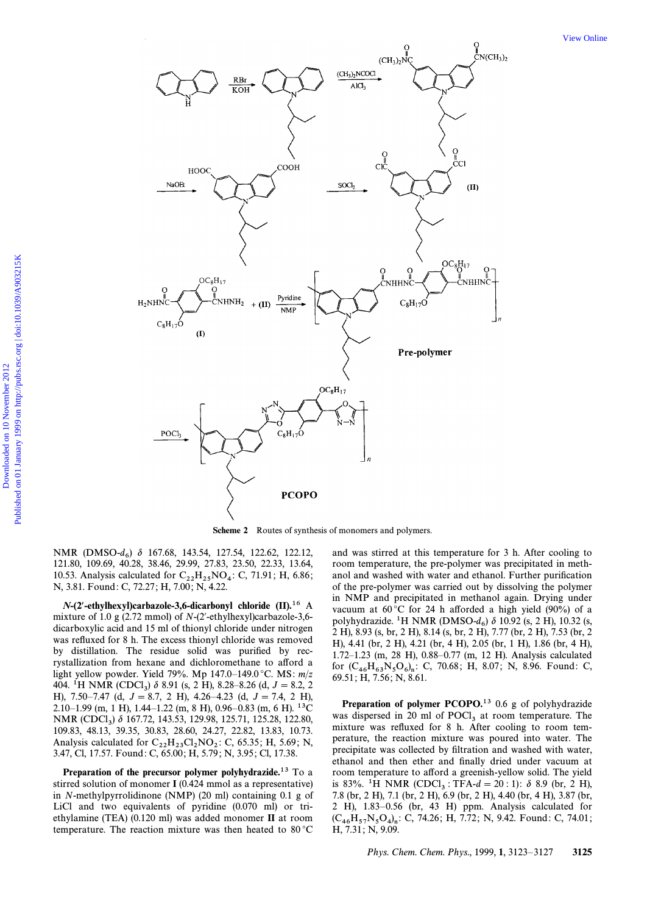Scheme 2 Routes of synthesis of monomers and polymers.

NMR (DMSO-$d_6$) $\delta$ 167.68, 143.54, 127.54, 122.62, 122.12, 121.80, 109.69, 40.28, 38.46, 29.99, 27.83, 23.50, 22.33, 13.64, 10.53. Analysis calculated for $C_{22}H_{25}NO_4$: C, 71.91; H, 6.86; N, 3.81. Found: C, 72.27; H, 7.00; N, 4.22.

***N*-(2′-ethylhexyl)carbazole-3,6-dicarbonyl chloride (II).**[16] A mixture of 1.0 g (2.72 mmol) of *N*-(2′-ethylhexyl)carbazole-3,6-dicarboxylic acid and 15 ml of thionyl chloride under nitrogen was refluxed for 8 h. The excess thionyl chloride was removed by distillation. The residue solid was purified by recrystallization from hexane and dichloromethane to afford a light yellow powder. Yield 79%. Mp 147.0–149.0 °C. MS: *m*/*z* 404. $^1$H NMR ($CDCl_3$) $\delta$ 8.91 (s, 2 H), 8.28–8.26 (d, *J* = 8.2, 2 H), 7.50–7.47 (d, *J* = 8.7, 2 H), 4.26–4.23 (d, *J* = 7.4, 2 H), 2.10–1.99 (m, 1 H), 1.44–1.22 (m, 8 H), 0.96–0.83 (m, 6 H). $^{13}$C NMR ($CDCl_3$) $\delta$ 167.72, 143.53, 129.98, 125.71, 125.28, 122.80, 109.83, 48.13, 39.35, 30.83, 28.60, 24.27, 22.82, 13.83, 10.73. Analysis calculated for $C_{22}H_{23}Cl_2NO_2$: C, 65.35; H, 5.69; N, 3.47, Cl, 17.57. Found: C, 65.00; H, 5.79; N, 3.95; Cl, 17.38.

**Preparation of the precursor polymer polyhydrazide.**[13] To a stirred solution of monomer **I** (0.424 mmol as a representative) in *N*-methylpyrrolidinone (NMP) (20 ml) containing 0.1 g of LiCl and two equivalents of pyridine (0.070 ml) or triethylamine (TEA) (0.120 ml) was added monomer **II** at room temperature. The reaction mixture was then heated to 80 °C and was stirred at this temperature for 3 h. After cooling to room temperature, the pre-polymer was precipitated in methanol and washed with water and ethanol. Further purification of the pre-polymer was carried out by dissolving the polymer in NMP and precipitated in methanol again. Drying under vacuum at 60 °C for 24 h afforded a high yield (90%) of a polyhydrazide. $^1$H NMR (DMSO-$d_6$) $\delta$ 10.92 (s, 2 H), 10.32 (s, 2 H), 8.93 (s, br, 2 H), 8.14 (s, br, 2 H), 7.77 (br, 2 H), 7.53 (br, 2 H), 4.41 (br, 2 H), 4.21 (br, 4 H), 2.05 (br, 1 H), 1.86 (br, 4 H), 1.72–1.23 (m, 28 H), 0.88–0.77 (m, 12 H). Analysis calculated for $(C_{46}H_{63}N_5O_6)_n$: C, 70.68; H, 8.07; N, 8.96. Found: C, 69.51; H, 7.56; N, 8.61.

**Preparation of polymer PCOPO.**[13] 0.6 g of polyhydrazide was dispersed in 20 ml of $POCl_3$ at room temperature. The mixture was refluxed for 8 h. After cooling to room temperature, the reaction mixture was poured into water. The precipitate was collected by filtration and washed with water, ethanol and then ether and finally dried under vacuum at room temperature to afford a greenish-yellow solid. The yield is 83%. $^1$H NMR ($CDCl_3$ : TFA-*d* = 20 : 1): $\delta$ 8.9 (br, 2 H), 7.8 (br, 2 H), 7.1 (br, 2 H), 6.9 (br, 2 H), 4.40 (br, 4 H), 3.87 (br, 2 H), 1.83–0.56 (br, 43 H) ppm. Analysis calculated for $(C_{46}H_{57}N_5O_4)_n$: C, 74.26; H, 7.72; N, 9.42. Found: C, 74.01; H, 7.31; N, 9.09.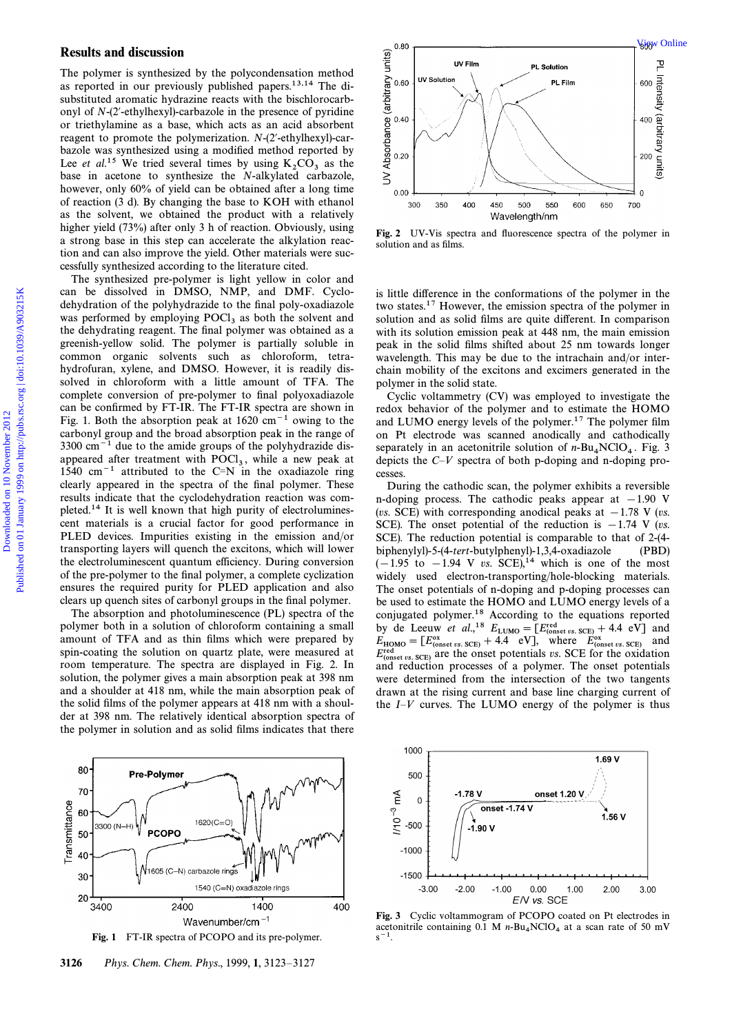## Results and discussion

The polymer is synthesized by the polycondensation method as reported in our previously published papers.[13,14] The disubstituted aromatic hydrazine reacts with the bischlorocarbonyl of *N*-(2′-ethylhexyl)-carbazole in the presence of pyridine or triethylamine as a base, which acts as an acid absorbent reagent to promote the polymerization. *N*-(2′-ethylhexyl)-carbazole was synthesized using a modified method reported by Lee *et al.*[15] We tried several times by using $K_2CO_3$ as the base in acetone to synthesize the *N*-alkylated carbazole, however, only 60% of yield can be obtained after a long time of reaction (3 d). By changing the base to KOH with ethanol as the solvent, we obtained the product with a relatively higher yield (73%) after only 3 h of reaction. Obviously, using a strong base in this step can accelerate the alkylation reaction and can also improve the yield. Other materials were successfully synthesized according to the literature cited.

The synthesized pre-polymer is light yellow in color and can be dissolved in DMSO, NMP, and DMF. Cyclodehydration of the polyhydrazide to the final poly-oxadiazole was performed by employing $POCl_3$ as both the solvent and the dehydrating reagent. The final polymer was obtained as a greenish-yellow solid. The polymer is partially soluble in common organic solvents such as chloroform, tetrahydrofuran, xylene, and DMSO. However, it is readily dissolved in chloroform with a little amount of TFA. The complete conversion of pre-polymer to final polyoxadiazole can be confirmed by FT-IR. The FT-IR spectra are shown in Fig. 1. Both the absorption peak at 1620 $cm^{-1}$ owing to the carbonyl group and the broad absorption peak in the range of 3300 $cm^{-1}$ due to the amide groups of the polyhydrazide disappeared after treatment with $POCl_3$, while a new peak at 1540 $cm^{-1}$ attributed to the C=N in the oxadiazole ring clearly appeared in the spectra of the final polymer. These results indicate that the cyclodehydration reaction was completed.[14] It is well known that high purity of electroluminescent materials is a crucial factor for good performance in PLED devices. Impurities existing in the emission and/or transporting layers will quench the excitons, which will lower the electroluminescent quantum efficiency. During conversion of the pre-polymer to the final polymer, a complete cyclization ensures the required purity for PLED application and also clears up quench sites of carbonyl groups in the final polymer.

The absorption and photoluminescence (PL) spectra of the polymer both in a solution of chloroform containing a small amount of TFA and as thin films which were prepared by spin-coating the solution on quartz plate, were measured at room temperature. The spectra are displayed in Fig. 2. In solution, the polymer gives a main absorption peak at 398 nm and a shoulder at 418 nm, while the main absorption peak of the solid films of the polymer appears at 418 nm with a shoulder at 398 nm. The relatively identical absorption spectra of the polymer in solution and as solid films indicates that there is little difference in the conformations of the polymer in the two states.[17] However, the emission spectra of the polymer in solution and as solid films are quite different. In comparison with its solution emission peak at 448 nm, the main emission peak in the solid films shifted about 25 nm towards longer wavelength. This may be due to the intrachain and/or interchain mobility of the excitons and excimers generated in the polymer in the solid state.

Fig. 1 FT-IR spectra of PCOPO and its pre-polymer.

Fig. 2 UV-Vis spectra and fluorescence spectra of the polymer in solution and as films.

Cyclic voltammetry (CV) was employed to investigate the redox behavior of the polymer and to estimate the HOMO and LUMO energy levels of the polymer.[17] The polymer film on Pt electrode was scanned anodically and cathodically separately in an acetonitrile solution of *n*-$Bu_4NClO_4$. Fig. 3 depicts the *C*–*V* spectra of both p-doping and n-doping processes.

During the cathodic scan, the polymer exhibits a reversible n-doping process. The cathodic peaks appear at −1.90 V (*vs.* SCE) with corresponding anodical peaks at −1.78 V (*vs.* SCE). The onset potential of the reduction is −1.74 V (*vs.* SCE). The reduction potential is comparable to that of 2-(4-biphenylyl)-5-(4-*tert*-butylphenyl)-1,3,4-oxadiazole (PBD) (−1.95 to −1.94 V *vs.* SCE),[14] which is one of the most widely used electron-transporting/hole-blocking materials. The onset potentials of n-doping and p-doping processes can be used to estimate the HOMO and LUMO energy levels of a conjugated polymer.[18] According to the equations reported by de Leeuw *et al.*,[18] $E_{LUMO} = [E^{red}_{(onset\ vs.\ SCE)} + 4.4\ eV]$ and $E_{HOMO} = [E^{ox}_{(onset\ vs.\ SCE)} + 4.4\ eV]$, where $E^{ox}_{(onset\ vs.\ SCE)}$ and $E^{red}_{(onset\ vs.\ SCE)}$ are the onset potentials *vs.* SCE for the oxidation and reduction processes of a polymer. The onset potentials were determined from the intersection of the two tangents drawn at the rising current and base line charging current of the *I*–*V* curves. The LUMO energy of the polymer is thus

Fig. 3 Cyclic voltammogram of PCOPO coated on Pt electrodes in acetonitrile containing 0.1 M *n*-$Bu_4NClO_4$ at a scan rate of 50 mV $s^{-1}$.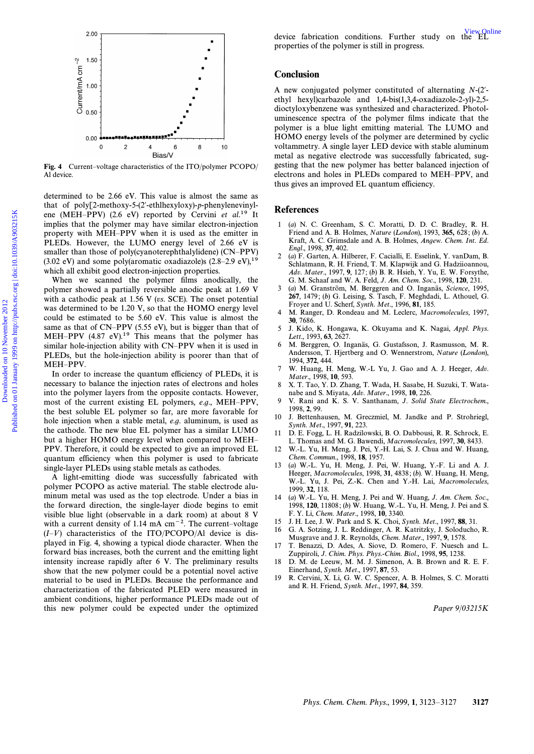2.00

1.50

1.00

0.50

0.00

0 2 4 6 8 10

Current/mA cm $^{-2}$

Bias/V

**Fig. 4** Current–voltage characteristics of the ITO/polymer PCOPO/Al device.

determined to be 2.66 eV. This value is almost the same as that of poly[2-methoxy-5-(2′-ethlhexyloxy)-*p*-phenylenevinylene (MEH–PPV) (2.6 eV) reported by Cervini *et al.*[19] It implies that the polymer may have similar electron-injection property with MEH–PPV when it is used as the emitter in PLEDs. However, the LUMO energy level of 2.66 eV is smaller than those of poly(cyanoterephthalylidene) (CN–PPV) (3.02 eV) and some poly(aromatic oxadiazole)s (2.8–2.9 eV),[19] which all exhibit good electron-injection properties.

When we scanned the polymer films anodically, the polymer showed a partially reversible anodic peak at 1.69 V with a cathodic peak at 1.56 V (*vs.* SCE). The onset potential was determined to be 1.20 V, so that the HOMO energy level could be estimated to be 5.60 eV. This value is almost the same as that of CN–PPV (5.55 eV), but is bigger than that of MEH–PPV (4.87 eV).[19] This means that the polymer has similar hole-injection ability with CN–PPV when it is used in PLEDs, but the hole-injection ability is poorer than that of MEH–PPV.

In order to increase the quantum efficiency of PLEDs, it is necessary to balance the injection rates of electrons and holes into the polymer layers from the opposite contacts. However, most of the current existing EL polymers, *e.g.*, MEH–PPV, the best soluble EL polymer so far, are more favorable for hole injection when a stable metal, *e.g.* aluminum, is used as the cathode. The new blue EL polymer has a similar LUMO but a higher HOMO energy level when compared to MEH–PPV. Therefore, it could be expected to give an improved EL quantum efficiency when this polymer is used to fabricate single-layer PLEDs using stable metals as cathodes.

A light-emitting diode was successfully fabricated with polymer PCOPO as active material. The stable electrode aluminum metal was used as the top electrode. Under a bias in the forward direction, the single-layer diode begins to emit visible blue light (observable in a dark room) at about 8 V with a current density of 1.14 mA cm $^{-2}$. The current–voltage ($I$–$V$) characteristics of the ITO/PCOPO/Al device is displayed in Fig. 4, showing a typical diode character. When the forward bias increases, both the current and the emitting light intensity increase rapidly after 6 V. The preliminary results show that the new polymer could be a potential novel active material to be used in PLEDs. Because the performance and characterization of the fabricated PLED were measured in ambient conditions, higher performance PLEDs made out of this new polymer could be expected under the optimized device fabrication conditions. Further study on the EL properties of the polymer is still in progress.

## Conclusion

A new conjugated polymer constituted of alternating *N*-(2′-ethyl hexyl)carbazole and 1,4-bis(1,3,4-oxadiazole-2-yl)-2,5-dioctyloxybenzene was synthesized and characterized. Photoluminescence spectra of the polymer films indicate that the polymer is a blue light emitting material. The LUMO and HOMO energy levels of the polymer are determined by cyclic voltammetry. A single layer LED device with stable aluminum metal as negative electrode was successfully fabricated, suggesting that the new polymer has better balanced injection of electrons and holes in PLEDs compared to MEH–PPV, and thus gives an improved EL quantum efficiency.

## References

1. (*a*) N. C. Greenham, S. C. Moratti, D. D. C. Bradley, R. H. Friend and A. B. Holmes, *Nature* (*London*), 1993, **365,** 628; (*b*) A. Kraft, A. C. Grimsdale and A. B. Holmes, *Angew. Chem. Int. Ed. Engl*., 1998, **37**, 402.
2. (*a*) F. Garten, A. Hilberer, F. Cacialli, E. Esselink, Y. vanDam, B. Schlatmann, R. H. Friend, T. M. Klapwijk and G. Hadziioannou, *Adv. Mater*., 1997, **9**, 127; (*b*) B. R. Hsieh, Y. Yu, E. W. Forsythe, G. M. Schaaf and W. A. Feld, *J. Am. Chem. Soc*., 1998, **120**, 231.
3. (*a*) M. Granström, M. Berggren and O. Inganäs, *Science*, 1995, **267**, 1479; (*b*) G. Leising, S. Tasch, F. Meghdadi, L. Athouel, G. Froyer and U. Scherf, *Synth. Met*., 1996, **81**, 185.
4. M. Ranger, D. Rondeau and M. Leclerc, *Macromolecules*, 1997, **30**, 7686.
5. J. Kido, K. Hongawa, K. Okuyama and K. Nagai, *Appl. Phys. Lett*., 1993, **63**, 2627.
6. M. Berggren, O. Inganäs, G. Gustafsson, J. Rasmusson, M. R. Andersson, T. Hjertberg and O. Wennerstrom, *Nature* (*London*), 1994, **372**, 444.
7. W. Huang, H. Meng, W.-L Yu, J. Gao and A. J. Heeger, *Adv. Mater*., 1998, **10**, 593.
8. X. T. Tao, Y. D. Zhang, T. Wada, H. Sasabe, H. Suzuki, T. Watanabe and S. Miyata, *Adv. Mater*., 1998, **10**, 226.
9. V. Rani and K. S. V. Santhanam, *J. Solid State Electrochem*., 1998, **2**, 99.
10. J. Bettenhausen, M. Greczmiel, M. Jandke and P. Strohriegl, *Synth. Met*., 1997, **91**, 223.
11. D. E. Fogg, L. H. Radzilowski, B. O. Dabbousi, R. R. Schrock, E. L. Thomas and M. G. Bawendi, *Macromolecules*, 1997, **30**, 8433.
12. W.-L. Yu, H. Meng, J. Pei, Y.-H. Lai, S. J. Chua and W. Huang, *Chem. Commun*., 1998, **18**, 1957.
13. (*a*) W.-L. Yu, H. Meng, J. Pei, W. Huang, Y.-F. Li and A. J. Heeger, *Macromolecules*, 1998, **31**, 4838; (*b*). W. Huang, H. Meng, W.-L. Yu, J. Pei, Z.-K. Chen and Y.-H. Lai, *Macromolecules*, 1999, **32**, 118.
14. (*a*) W.-L. Yu, H. Meng, J. Pei and W. Huang, *J. Am. Chem. Soc*., 1998, **120**, 11808; (*b*) W. Huang, W.-L. Yu, H. Meng, J. Pei and S. F. Y. Li, *Chem. Mater*., 1998, **10**, 3340.
15. J. H. Lee, J. W. Park and S. K. Choi, *Synth. Met*., 1997, **88**, 31.
16. G. A. Sotzing, J. L. Reddinger, A. R. Katritzky, J. Soloducho, R. Musgrave and J. R. Reynolds, *Chem. Mater*., 1997, **9**, 1578.
17. T. Benazzi, D. Ades, A. Siove, D. Romero, F. Nuesch and L. Zuppiroli, *J. Chim. Phys. Phys.-Chim. Biol*., 1998, **95**, 1238.
18. D. M. de Leeuw, M. M. J. Simenon, A. B. Brown and R. E. F. Einerhand, *Synth. Met*., 1997, **87**, 53.
19. R. Cervini, X. Li, G. W. C. Spencer, A. B. Holmes, S. C. Moratti and R. H. Friend, *Synth. Met*., 1997, **84**, 359.

*Paper 9/03215K*